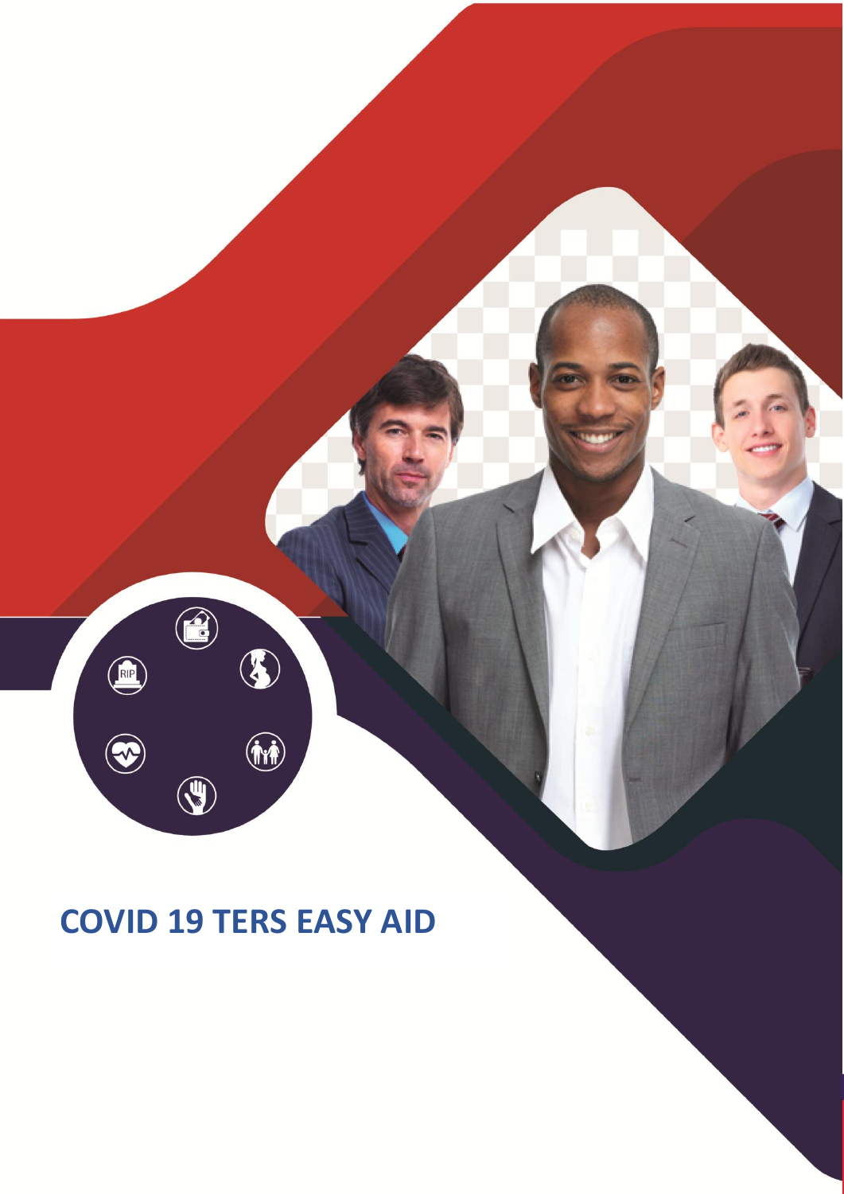# COVID 19 TERS EASY AID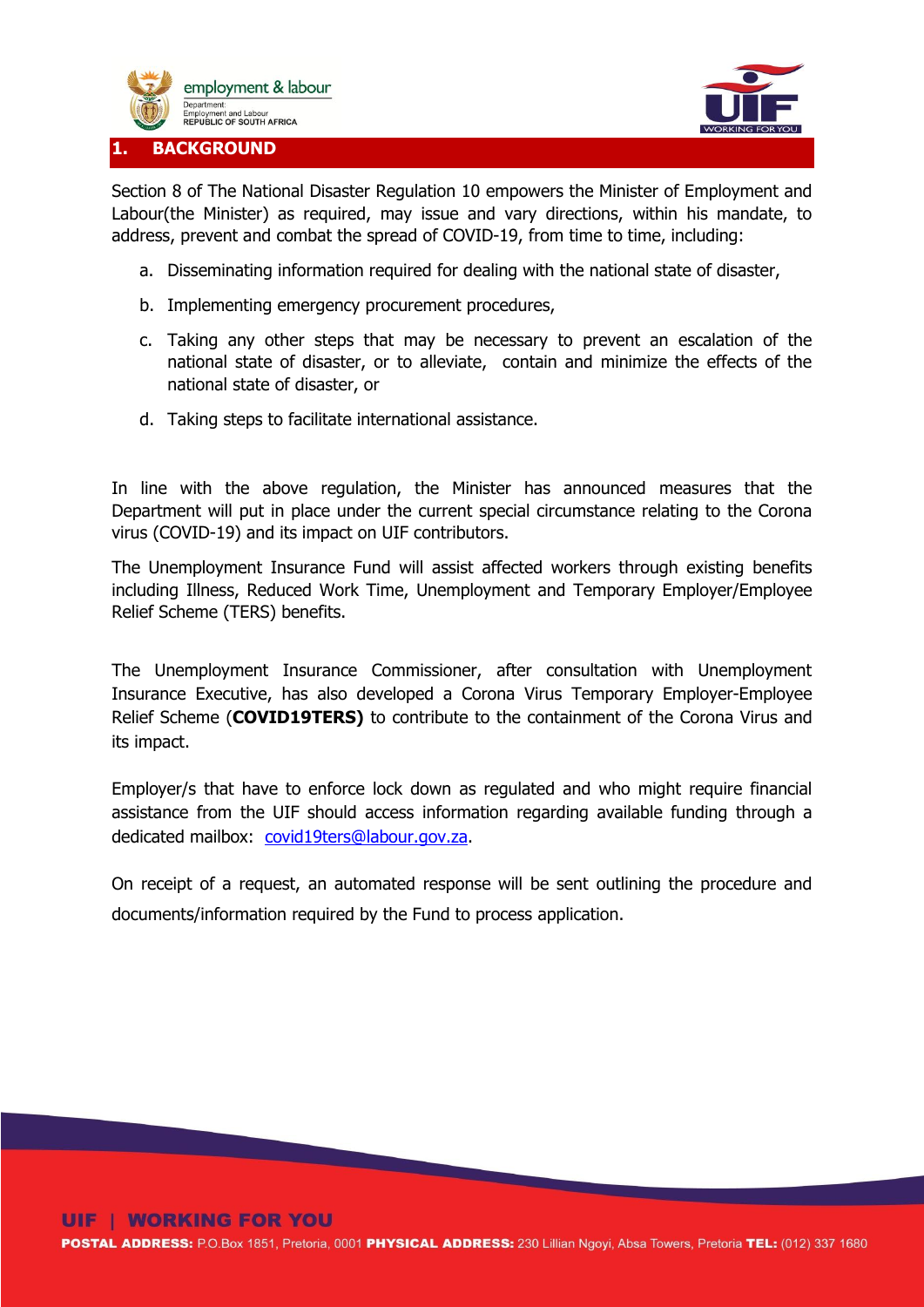## 1. BACKGROUND

Section 8 of The National Disaster Regulation 10 empowers the Minister of Employment and Labour(the Minister) as required, may issue and vary directions, within his mandate, to address, prevent and combat the spread of COVID-19, from time to time, including:

a. Disseminating information required for dealing with the national state of disaster,

b. Implementing emergency procurement procedures,

c. Taking any other steps that may be necessary to prevent an escalation of the national state of disaster, or to alleviate, contain and minimize the effects of the national state of disaster, or

d. Taking steps to facilitate international assistance.

In line with the above regulation, the Minister has announced measures that the Department will put in place under the current special circumstance relating to the Corona virus (COVID-19) and its impact on UIF contributors.

The Unemployment Insurance Fund will assist affected workers through existing benefits including Illness, Reduced Work Time, Unemployment and Temporary Employer/Employee Relief Scheme (TERS) benefits.

The Unemployment Insurance Commissioner, after consultation with Unemployment Insurance Executive, has also developed a Corona Virus Temporary Employer-Employee Relief Scheme (**COVID19TERS)** to contribute to the containment of the Corona Virus and its impact.

Employer/s that have to enforce lock down as regulated and who might require financial assistance from the UIF should access information regarding available funding through a dedicated mailbox: covid19ters@labour.gov.za.

On receipt of a request, an automated response will be sent outlining the procedure and documents/information required by the Fund to process application.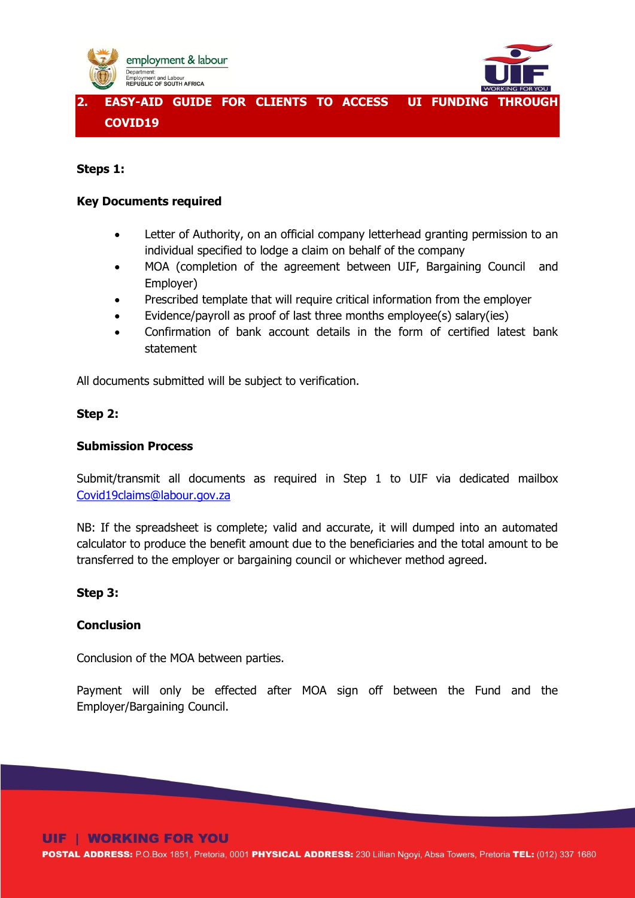## 2. EASY-AID GUIDE FOR CLIENTS TO ACCESS UI FUNDING THROUGH COVID19

**Steps 1:**

**Key Documents required**

- Letter of Authority, on an official company letterhead granting permission to an individual specified to lodge a claim on behalf of the company
- MOA (completion of the agreement between UIF, Bargaining Council and Employer)
- Prescribed template that will require critical information from the employer
- Evidence/payroll as proof of last three months employee(s) salary(ies)
- Confirmation of bank account details in the form of certified latest bank statement

All documents submitted will be subject to verification.

**Step 2:**

**Submission Process**

Submit/transmit all documents as required in Step 1 to UIF via dedicated mailbox Covid19claims@labour.gov.za

NB: If the spreadsheet is complete; valid and accurate, it will dumped into an automated calculator to produce the benefit amount due to the beneficiaries and the total amount to be transferred to the employer or bargaining council or whichever method agreed.

**Step 3:**

**Conclusion**

Conclusion of the MOA between parties.

Payment will only be effected after MOA sign off between the Fund and the Employer/Bargaining Council.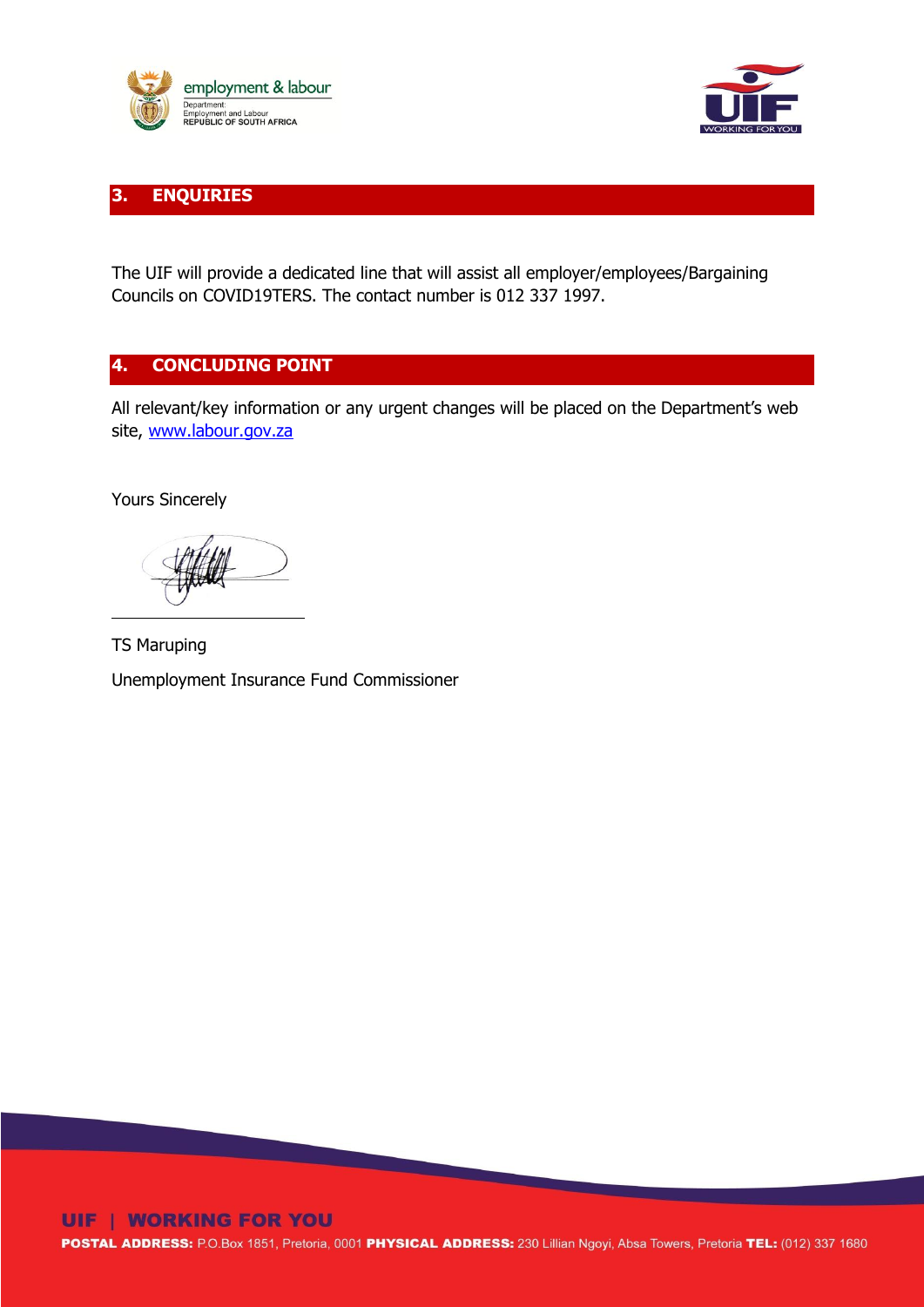## 3. ENQUIRIES

The UIF will provide a dedicated line that will assist all employer/employees/Bargaining Councils on COVID19TERS. The contact number is 012 337 1997.

## 4. CONCLUDING POINT

All relevant/key information or any urgent changes will be placed on the Department's web site, [www.labour.gov.za](http://www.labour.gov.za)

Yours Sincerely

TS Maruping

Unemployment Insurance Fund Commissioner